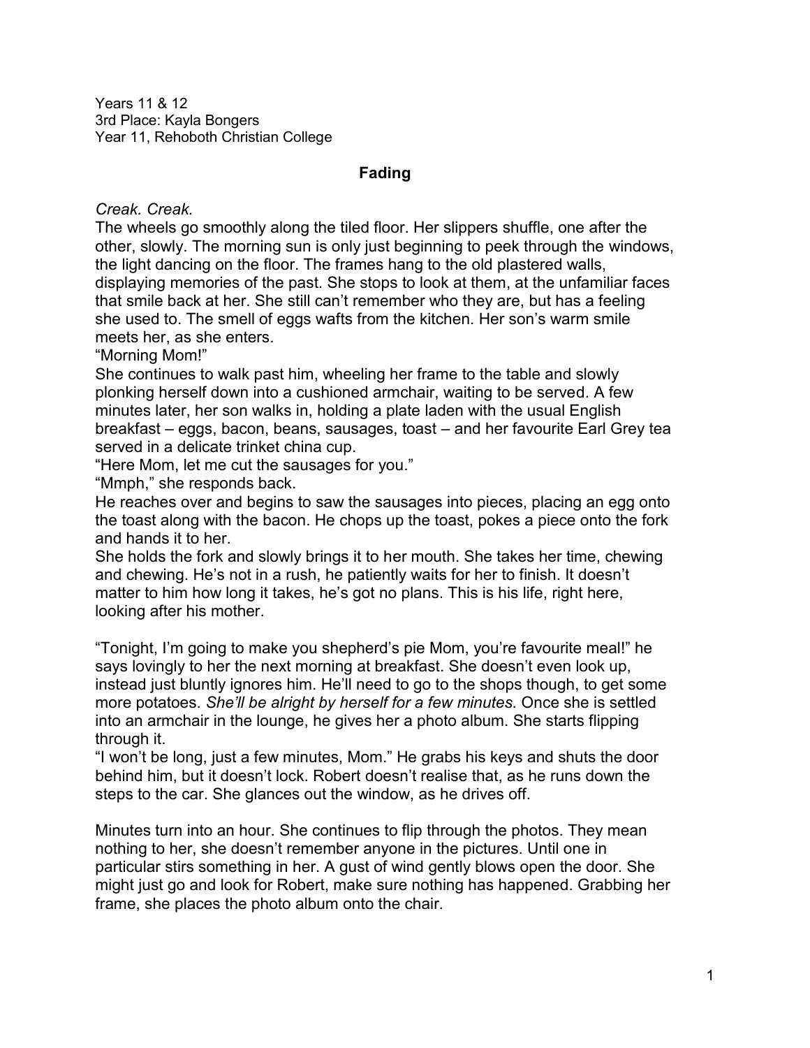Years 11 & 12
3rd Place: Kayla Bongers
Year 11, Rehoboth Christian College

## Fading

*Creak. Creak.*

The wheels go smoothly along the tiled floor. Her slippers shuffle, one after the other, slowly. The morning sun is only just beginning to peek through the windows, the light dancing on the floor. The frames hang to the old plastered walls, displaying memories of the past. She stops to look at them, at the unfamiliar faces that smile back at her. She still can't remember who they are, but has a feeling she used to. The smell of eggs wafts from the kitchen. Her son's warm smile meets her, as she enters.

"Morning Mom!"

She continues to walk past him, wheeling her frame to the table and slowly plonking herself down into a cushioned armchair, waiting to be served. A few minutes later, her son walks in, holding a plate laden with the usual English breakfast – eggs, bacon, beans, sausages, toast – and her favourite Earl Grey tea served in a delicate trinket china cup.

"Here Mom, let me cut the sausages for you."

"Mmph," she responds back.

He reaches over and begins to saw the sausages into pieces, placing an egg onto the toast along with the bacon. He chops up the toast, pokes a piece onto the fork and hands it to her.

She holds the fork and slowly brings it to her mouth. She takes her time, chewing and chewing. He's not in a rush, he patiently waits for her to finish. It doesn't matter to him how long it takes, he's got no plans. This is his life, right here, looking after his mother.

"Tonight, I'm going to make you shepherd's pie Mom, you're favourite meal!" he says lovingly to her the next morning at breakfast. She doesn't even look up, instead just bluntly ignores him. He'll need to go to the shops though, to get some more potatoes. *She'll be alright by herself for a few minutes.* Once she is settled into an armchair in the lounge, he gives her a photo album. She starts flipping through it.

"I won't be long, just a few minutes, Mom." He grabs his keys and shuts the door behind him, but it doesn't lock. Robert doesn't realise that, as he runs down the steps to the car. She glances out the window, as he drives off.

Minutes turn into an hour. She continues to flip through the photos. They mean nothing to her, she doesn't remember anyone in the pictures. Until one in particular stirs something in her. A gust of wind gently blows open the door. She might just go and look for Robert, make sure nothing has happened. Grabbing her frame, she places the photo album onto the chair.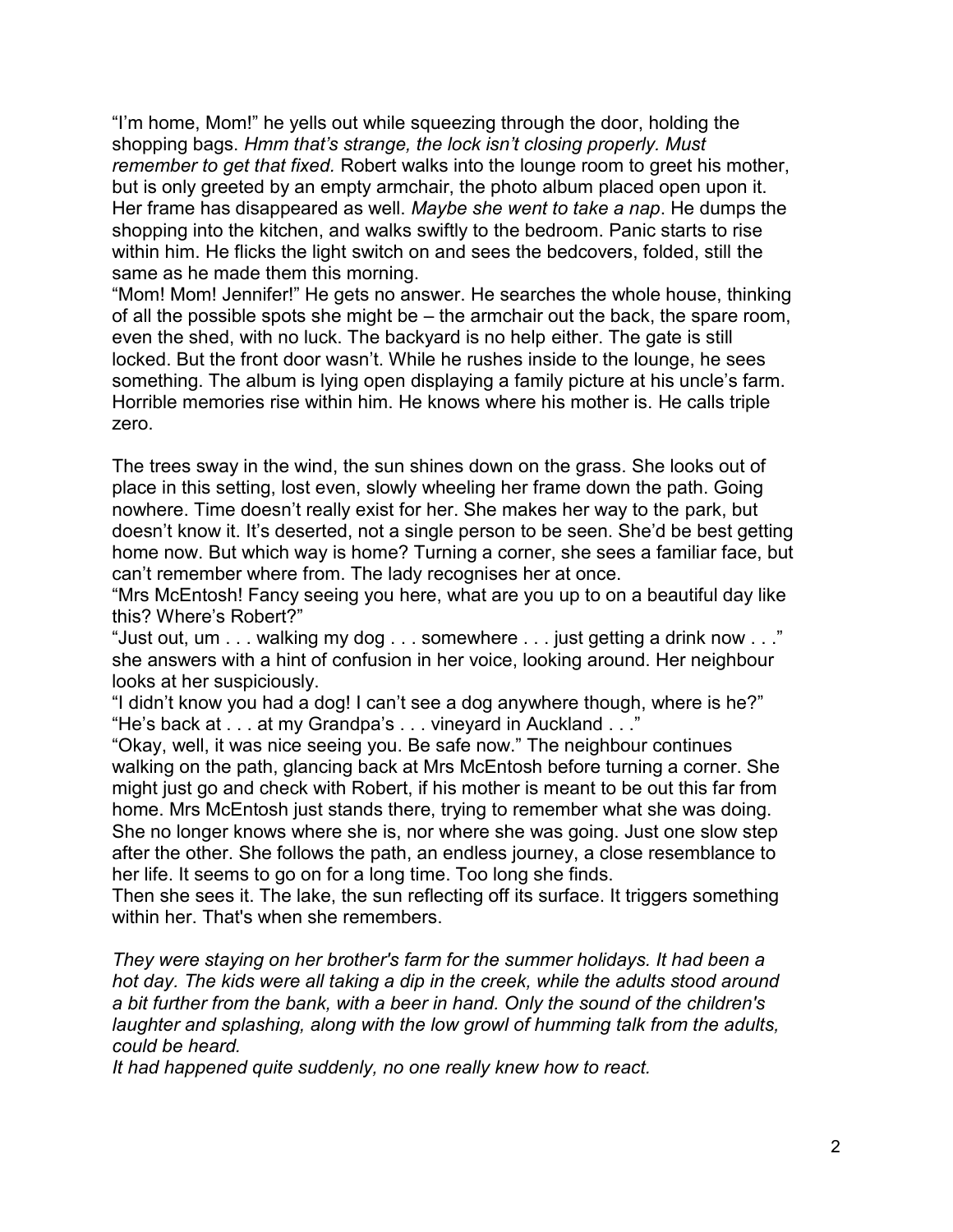"I'm home, Mom!" he yells out while squeezing through the door, holding the shopping bags. *Hmm that's strange, the lock isn't closing properly. Must remember to get that fixed.* Robert walks into the lounge room to greet his mother, but is only greeted by an empty armchair, the photo album placed open upon it. Her frame has disappeared as well. *Maybe she went to take a nap*. He dumps the shopping into the kitchen, and walks swiftly to the bedroom. Panic starts to rise within him. He flicks the light switch on and sees the bedcovers, folded, still the same as he made them this morning.
"Mom! Mom! Jennifer!" He gets no answer. He searches the whole house, thinking of all the possible spots she might be – the armchair out the back, the spare room, even the shed, with no luck. The backyard is no help either. The gate is still locked. But the front door wasn't. While he rushes inside to the lounge, he sees something. The album is lying open displaying a family picture at his uncle's farm. Horrible memories rise within him. He knows where his mother is. He calls triple zero.

The trees sway in the wind, the sun shines down on the grass. She looks out of place in this setting, lost even, slowly wheeling her frame down the path. Going nowhere. Time doesn't really exist for her. She makes her way to the park, but doesn't know it. It's deserted, not a single person to be seen. She'd be best getting home now. But which way is home? Turning a corner, she sees a familiar face, but can't remember where from. The lady recognises her at once.
"Mrs McEntosh! Fancy seeing you here, what are you up to on a beautiful day like this? Where's Robert?"
"Just out, um . . . walking my dog . . . somewhere . . . just getting a drink now . . ." she answers with a hint of confusion in her voice, looking around. Her neighbour looks at her suspiciously.
"I didn't know you had a dog! I can't see a dog anywhere though, where is he?"
"He's back at . . . at my Grandpa's . . . vineyard in Auckland . . ."
"Okay, well, it was nice seeing you. Be safe now." The neighbour continues walking on the path, glancing back at Mrs McEntosh before turning a corner. She might just go and check with Robert, if his mother is meant to be out this far from home. Mrs McEntosh just stands there, trying to remember what she was doing. She no longer knows where she is, nor where she was going. Just one slow step after the other. She follows the path, an endless journey, a close resemblance to her life. It seems to go on for a long time. Too long she finds.
Then she sees it. The lake, the sun reflecting off its surface. It triggers something within her. That's when she remembers.

*They were staying on her brother's farm for the summer holidays. It had been a hot day. The kids were all taking a dip in the creek, while the adults stood around a bit further from the bank, with a beer in hand. Only the sound of the children's laughter and splashing, along with the low growl of humming talk from the adults, could be heard.*
*It had happened quite suddenly, no one really knew how to react.*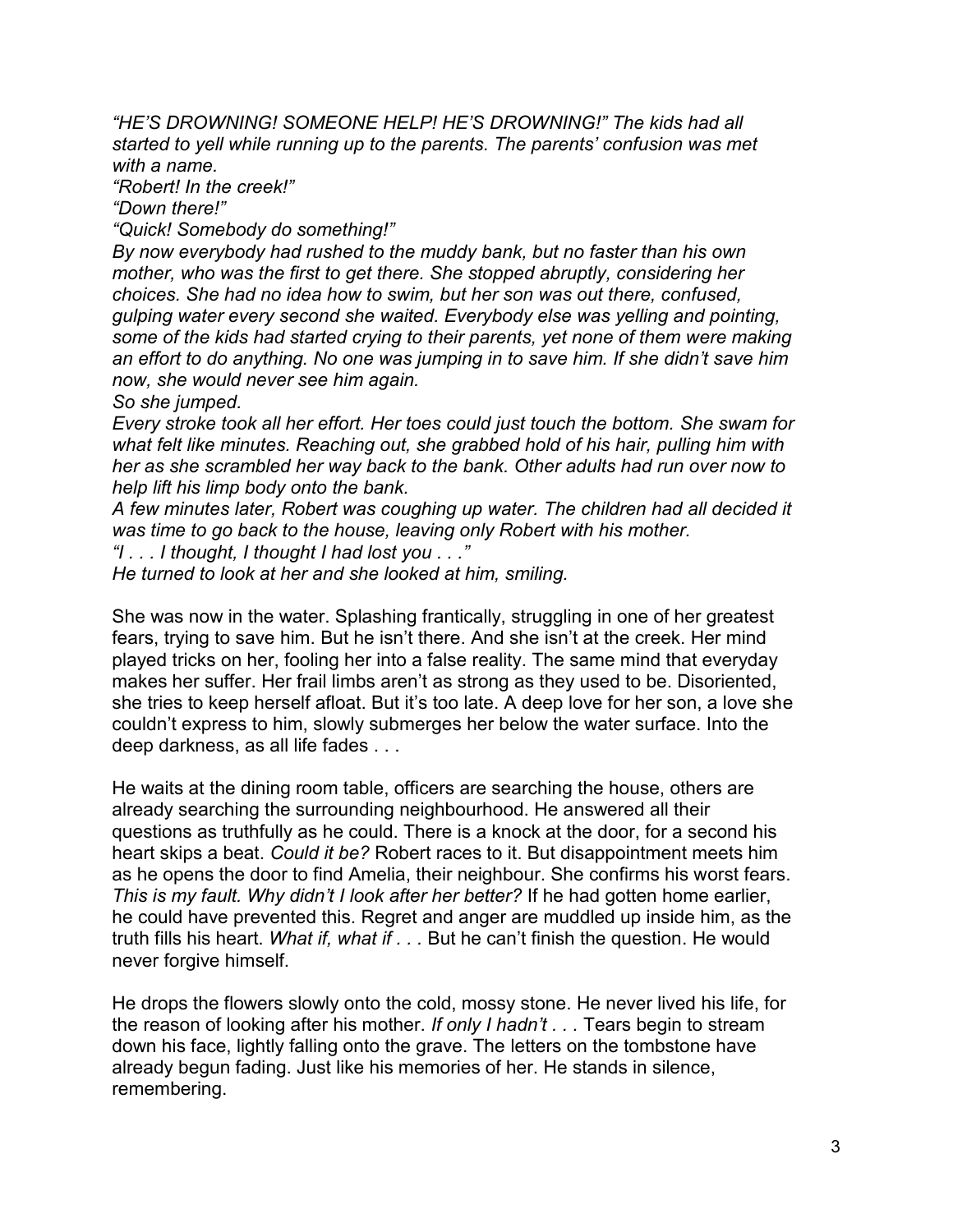*"HE'S DROWNING! SOMEONE HELP! HE'S DROWNING!" The kids had all started to yell while running up to the parents. The parents' confusion was met with a name.*
*"Robert! In the creek!"*
*"Down there!"*
*"Quick! Somebody do something!"*
*By now everybody had rushed to the muddy bank, but no faster than his own mother, who was the first to get there. She stopped abruptly, considering her choices. She had no idea how to swim, but her son was out there, confused, gulping water every second she waited. Everybody else was yelling and pointing, some of the kids had started crying to their parents, yet none of them were making an effort to do anything. No one was jumping in to save him. If she didn't save him now, she would never see him again.*
*So she jumped.*
*Every stroke took all her effort. Her toes could just touch the bottom. She swam for what felt like minutes. Reaching out, she grabbed hold of his hair, pulling him with her as she scrambled her way back to the bank. Other adults had run over now to help lift his limp body onto the bank.*
*A few minutes later, Robert was coughing up water. The children had all decided it was time to go back to the house, leaving only Robert with his mother.*
*"I . . . I thought, I thought I had lost you . . ."*
*He turned to look at her and she looked at him, smiling.*

She was now in the water. Splashing frantically, struggling in one of her greatest fears, trying to save him. But he isn't there. And she isn't at the creek. Her mind played tricks on her, fooling her into a false reality. The same mind that everyday makes her suffer. Her frail limbs aren't as strong as they used to be. Disoriented, she tries to keep herself afloat. But it's too late. A deep love for her son, a love she couldn't express to him, slowly submerges her below the water surface. Into the deep darkness, as all life fades . . .

He waits at the dining room table, officers are searching the house, others are already searching the surrounding neighbourhood. He answered all their questions as truthfully as he could. There is a knock at the door, for a second his heart skips a beat. *Could it be?* Robert races to it. But disappointment meets him as he opens the door to find Amelia, their neighbour. She confirms his worst fears. *This is my fault. Why didn't I look after her better?* If he had gotten home earlier, he could have prevented this. Regret and anger are muddled up inside him, as the truth fills his heart. *What if, what if . . .* But he can't finish the question. He would never forgive himself.

He drops the flowers slowly onto the cold, mossy stone. He never lived his life, for the reason of looking after his mother. *If only I hadn't . . .* Tears begin to stream down his face, lightly falling onto the grave. The letters on the tombstone have already begun fading. Just like his memories of her. He stands in silence, remembering.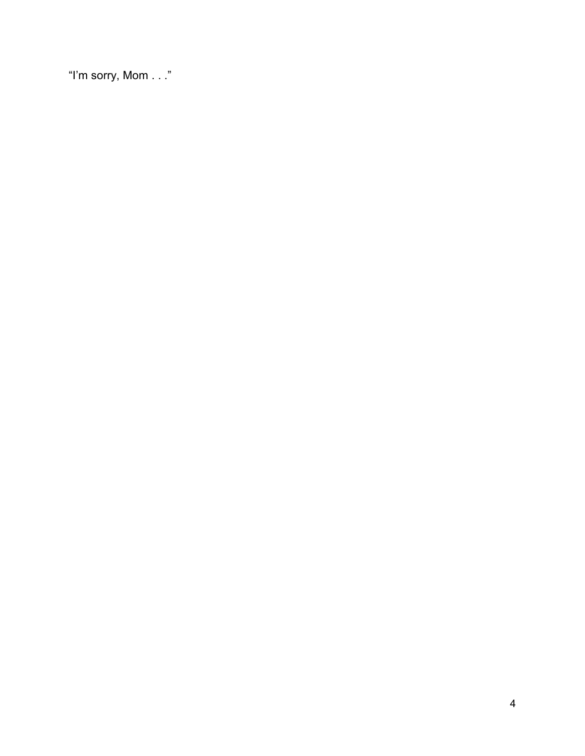“I’m sorry, Mom . . .”